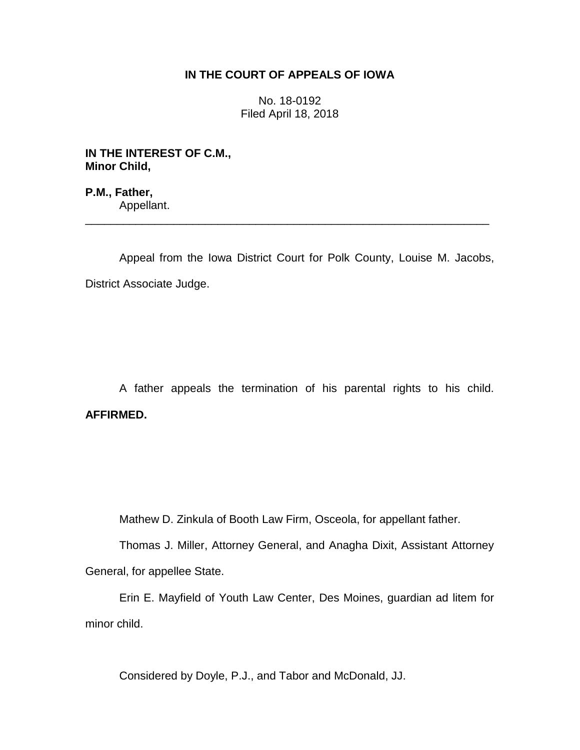**IN THE COURT OF APPEALS OF IOWA**

No. 18-0192
Filed April 18, 2018

**IN THE INTEREST OF C.M.,**
**Minor Child,**

**P.M., Father,**
Appellant.

---

Appeal from the Iowa District Court for Polk County, Louise M. Jacobs, District Associate Judge.

A father appeals the termination of his parental rights to his child. **AFFIRMED.**

Mathew D. Zinkula of Booth Law Firm, Osceola, for appellant father.

Thomas J. Miller, Attorney General, and Anagha Dixit, Assistant Attorney General, for appellee State.

Erin E. Mayfield of Youth Law Center, Des Moines, guardian ad litem for minor child.

Considered by Doyle, P.J., and Tabor and McDonald, JJ.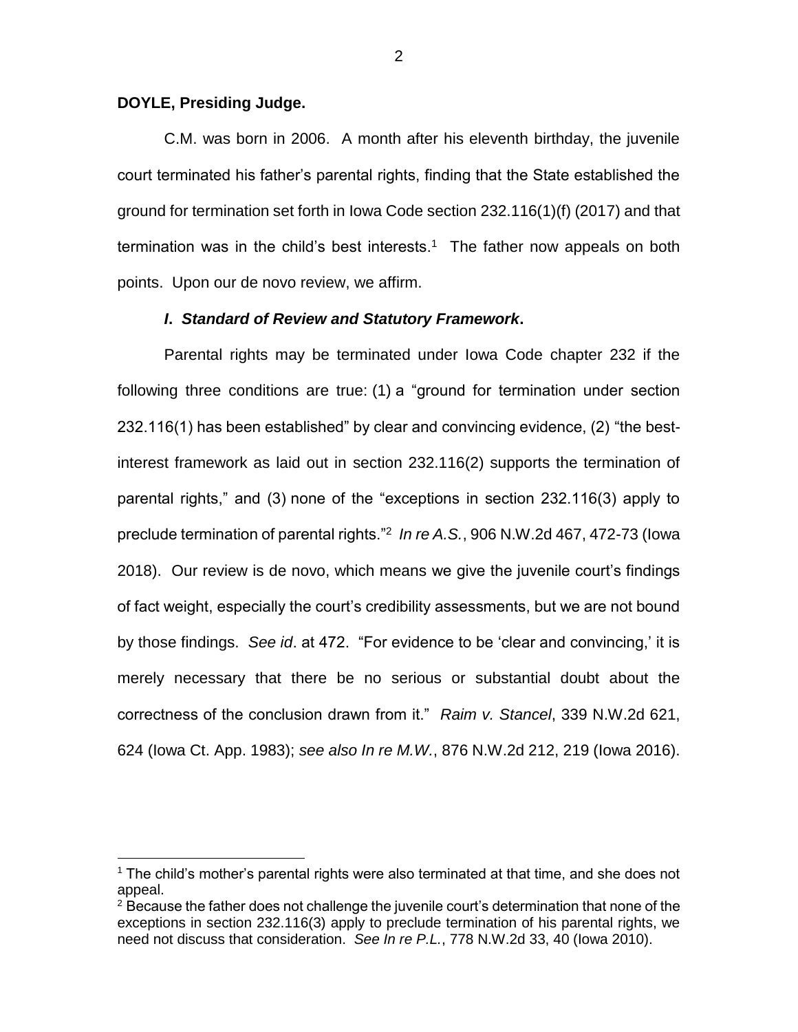**DOYLE, Presiding Judge.**

C.M. was born in 2006. A month after his eleventh birthday, the juvenile court terminated his father's parental rights, finding that the State established the ground for termination set forth in Iowa Code section 232.116(1)(f) (2017) and that termination was in the child's best interests.[1] The father now appeals on both points. Upon our de novo review, we affirm.

### *I. Standard of Review and Statutory Framework*.

Parental rights may be terminated under Iowa Code chapter 232 if the following three conditions are true: (1) a "ground for termination under section 232.116(1) has been established" by clear and convincing evidence, (2) "the best-interest framework as laid out in section 232.116(2) supports the termination of parental rights," and (3) none of the "exceptions in section 232.116(3) apply to preclude termination of parental rights."[2] *In re A.S.*, 906 N.W.2d 467, 472-73 (Iowa 2018). Our review is de novo, which means we give the juvenile court's findings of fact weight, especially the court's credibility assessments, but we are not bound by those findings. *See id*. at 472. "For evidence to be 'clear and convincing,' it is merely necessary that there be no serious or substantial doubt about the correctness of the conclusion drawn from it." *Raim v. Stancel*, 339 N.W.2d 621, 624 (Iowa Ct. App. 1983); *see also In re M.W.*, 876 N.W.2d 212, 219 (Iowa 2016).

---

[1] The child's mother's parental rights were also terminated at that time, and she does not appeal.

[2] Because the father does not challenge the juvenile court's determination that none of the exceptions in section 232.116(3) apply to preclude termination of his parental rights, we need not discuss that consideration. *See In re P.L.*, 778 N.W.2d 33, 40 (Iowa 2010).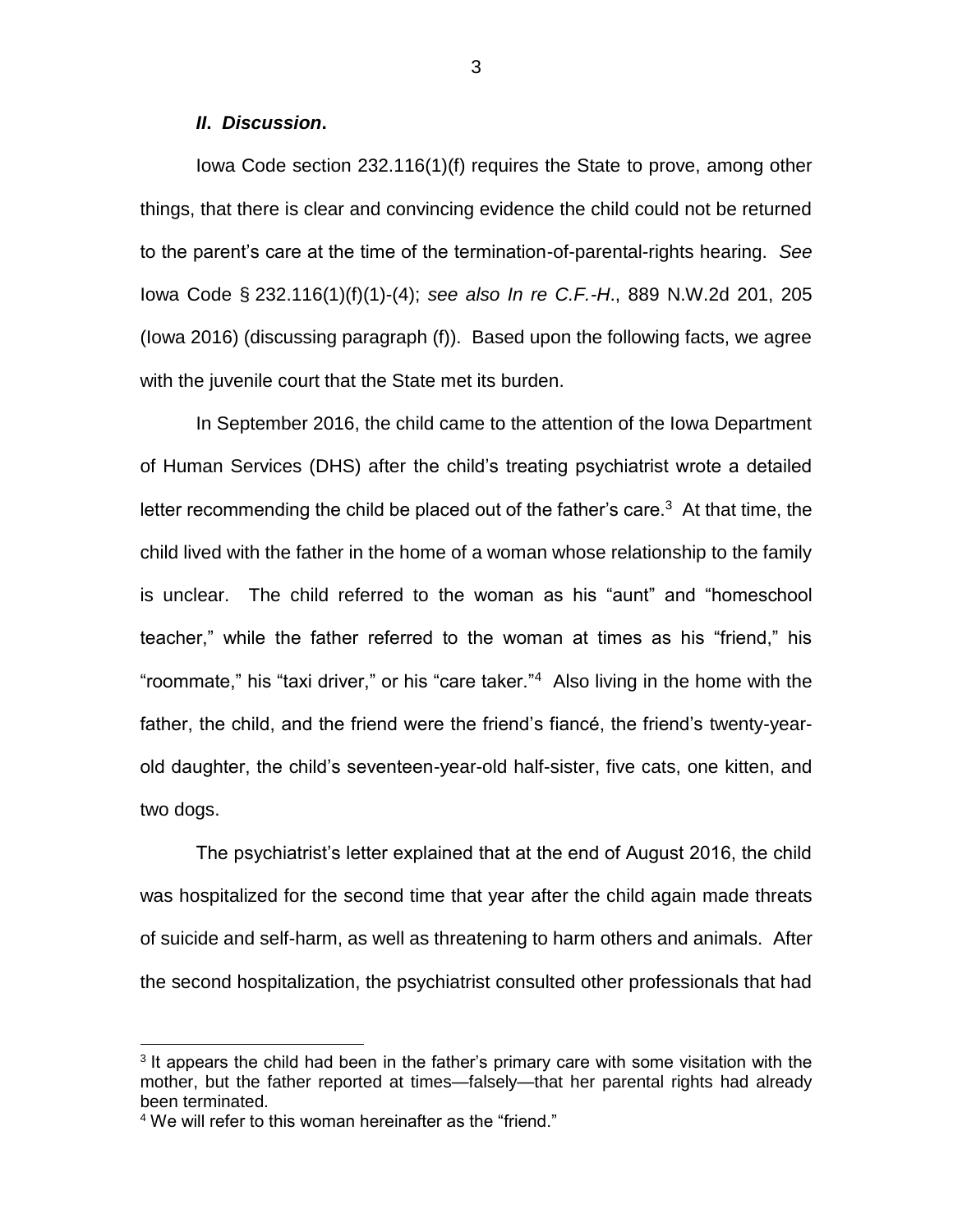### ***II. Discussion.***

Iowa Code section 232.116(1)(f) requires the State to prove, among other things, that there is clear and convincing evidence the child could not be returned to the parent's care at the time of the termination-of-parental-rights hearing. *See* Iowa Code § 232.116(1)(f)(1)-(4); *see also In re C.F.-H.*, 889 N.W.2d 201, 205 (Iowa 2016) (discussing paragraph (f)). Based upon the following facts, we agree with the juvenile court that the State met its burden.

In September 2016, the child came to the attention of the Iowa Department of Human Services (DHS) after the child's treating psychiatrist wrote a detailed letter recommending the child be placed out of the father's care.[3] At that time, the child lived with the father in the home of a woman whose relationship to the family is unclear. The child referred to the woman as his "aunt" and "homeschool teacher," while the father referred to the woman at times as his "friend," his "roommate," his "taxi driver," or his "care taker."[4] Also living in the home with the father, the child, and the friend were the friend's fiancé, the friend's twenty-year-old daughter, the child's seventeen-year-old half-sister, five cats, one kitten, and two dogs.

The psychiatrist's letter explained that at the end of August 2016, the child was hospitalized for the second time that year after the child again made threats of suicide and self-harm, as well as threatening to harm others and animals. After the second hospitalization, the psychiatrist consulted other professionals that had

---

[3] It appears the child had been in the father's primary care with some visitation with the mother, but the father reported at times—falsely—that her parental rights had already been terminated.

[4] We will refer to this woman hereinafter as the "friend."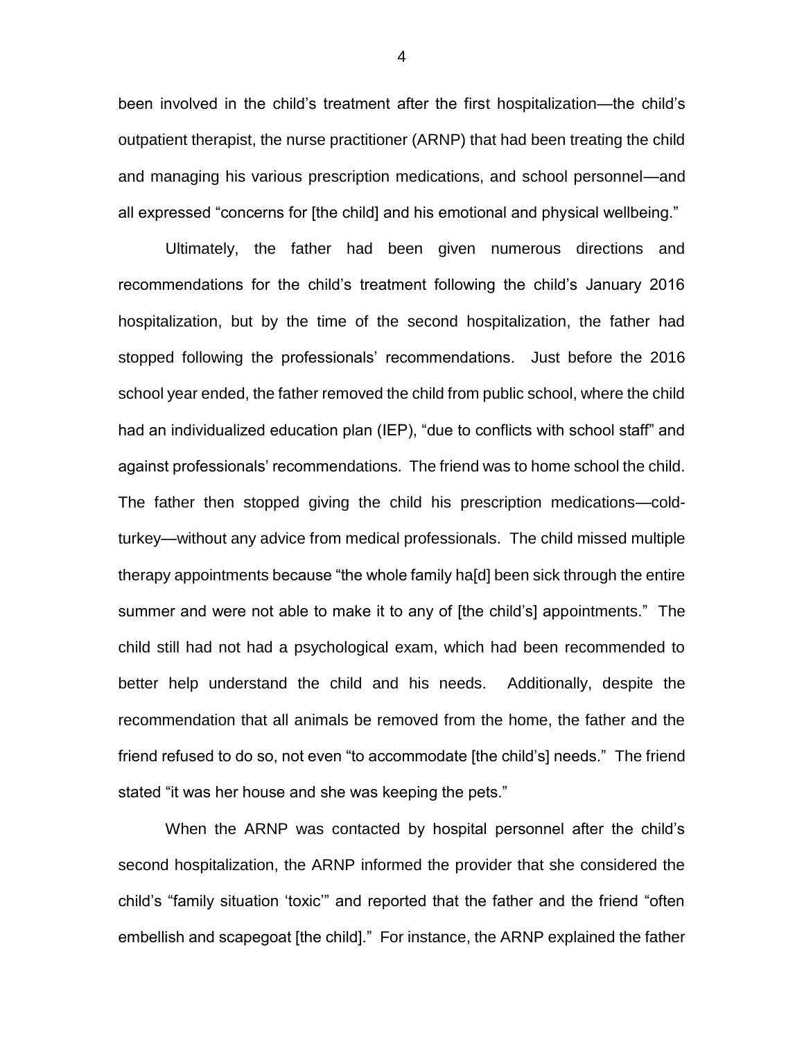been involved in the child's treatment after the first hospitalization—the child's outpatient therapist, the nurse practitioner (ARNP) that had been treating the child and managing his various prescription medications, and school personnel—and all expressed "concerns for [the child] and his emotional and physical wellbeing."

Ultimately, the father had been given numerous directions and recommendations for the child's treatment following the child's January 2016 hospitalization, but by the time of the second hospitalization, the father had stopped following the professionals' recommendations. Just before the 2016 school year ended, the father removed the child from public school, where the child had an individualized education plan (IEP), "due to conflicts with school staff" and against professionals' recommendations. The friend was to home school the child. The father then stopped giving the child his prescription medications—cold-turkey—without any advice from medical professionals. The child missed multiple therapy appointments because "the whole family ha[d] been sick through the entire summer and were not able to make it to any of [the child's] appointments." The child still had not had a psychological exam, which had been recommended to better help understand the child and his needs. Additionally, despite the recommendation that all animals be removed from the home, the father and the friend refused to do so, not even "to accommodate [the child's] needs." The friend stated "it was her house and she was keeping the pets."

When the ARNP was contacted by hospital personnel after the child's second hospitalization, the ARNP informed the provider that she considered the child's "family situation 'toxic'" and reported that the father and the friend "often embellish and scapegoat [the child]." For instance, the ARNP explained the father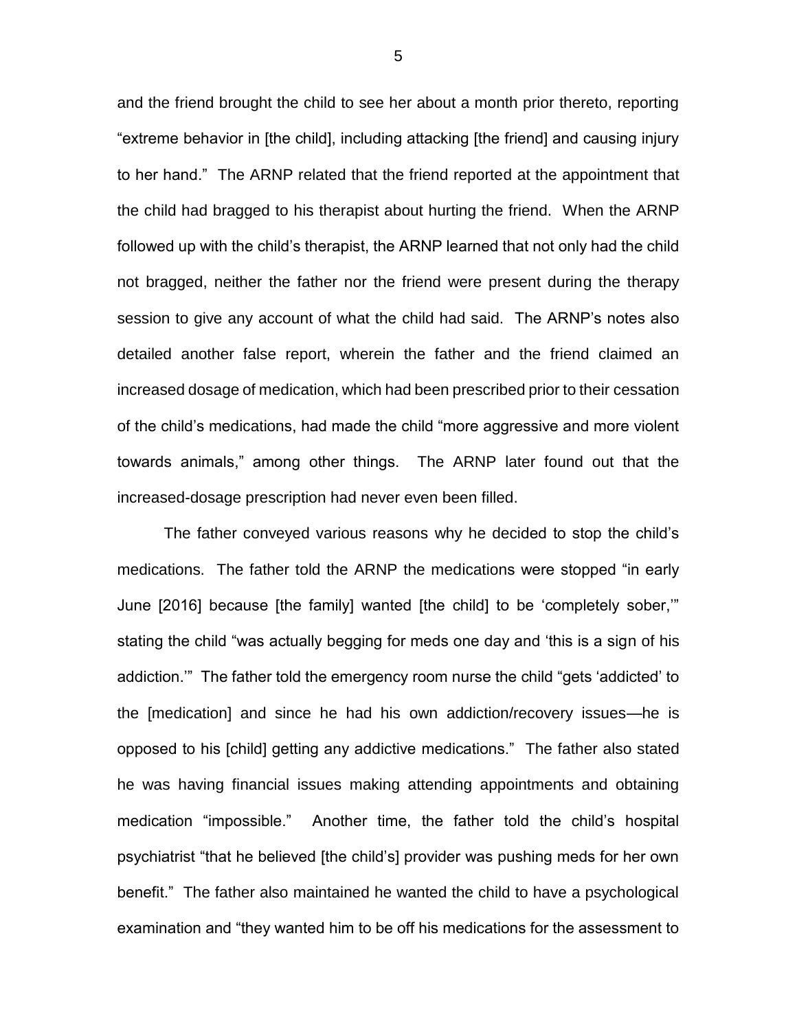and the friend brought the child to see her about a month prior thereto, reporting "extreme behavior in [the child], including attacking [the friend] and causing injury to her hand." The ARNP related that the friend reported at the appointment that the child had bragged to his therapist about hurting the friend. When the ARNP followed up with the child's therapist, the ARNP learned that not only had the child not bragged, neither the father nor the friend were present during the therapy session to give any account of what the child had said. The ARNP's notes also detailed another false report, wherein the father and the friend claimed an increased dosage of medication, which had been prescribed prior to their cessation of the child's medications, had made the child "more aggressive and more violent towards animals," among other things. The ARNP later found out that the increased-dosage prescription had never even been filled.

The father conveyed various reasons why he decided to stop the child's medications. The father told the ARNP the medications were stopped "in early June [2016] because [the family] wanted [the child] to be 'completely sober,'" stating the child "was actually begging for meds one day and 'this is a sign of his addiction.'" The father told the emergency room nurse the child "gets 'addicted' to the [medication] and since he had his own addiction/recovery issues—he is opposed to his [child] getting any addictive medications." The father also stated he was having financial issues making attending appointments and obtaining medication "impossible." Another time, the father told the child's hospital psychiatrist "that he believed [the child's] provider was pushing meds for her own benefit." The father also maintained he wanted the child to have a psychological examination and "they wanted him to be off his medications for the assessment to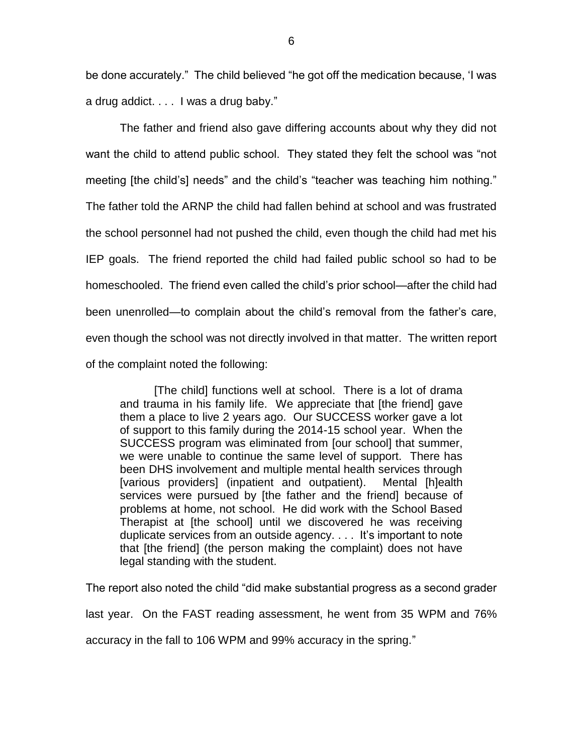be done accurately." The child believed "he got off the medication because, 'I was a drug addict. . . . I was a drug baby."

The father and friend also gave differing accounts about why they did not want the child to attend public school. They stated they felt the school was "not meeting [the child's] needs" and the child's "teacher was teaching him nothing." The father told the ARNP the child had fallen behind at school and was frustrated the school personnel had not pushed the child, even though the child had met his IEP goals. The friend reported the child had failed public school so had to be homeschooled. The friend even called the child's prior school—after the child had been unenrolled—to complain about the child's removal from the father's care, even though the school was not directly involved in that matter. The written report of the complaint noted the following:

> [The child] functions well at school. There is a lot of drama and trauma in his family life. We appreciate that [the friend] gave them a place to live 2 years ago. Our SUCCESS worker gave a lot of support to this family during the 2014-15 school year. When the SUCCESS program was eliminated from [our school] that summer, we were unable to continue the same level of support. There has been DHS involvement and multiple mental health services through [various providers] (inpatient and outpatient). Mental [h]ealth services were pursued by [the father and the friend] because of problems at home, not school. He did work with the School Based Therapist at [the school] until we discovered he was receiving duplicate services from an outside agency. . . . It's important to note that [the friend] (the person making the complaint) does not have legal standing with the student.

The report also noted the child "did make substantial progress as a second grader last year. On the FAST reading assessment, he went from 35 WPM and 76% accuracy in the fall to 106 WPM and 99% accuracy in the spring."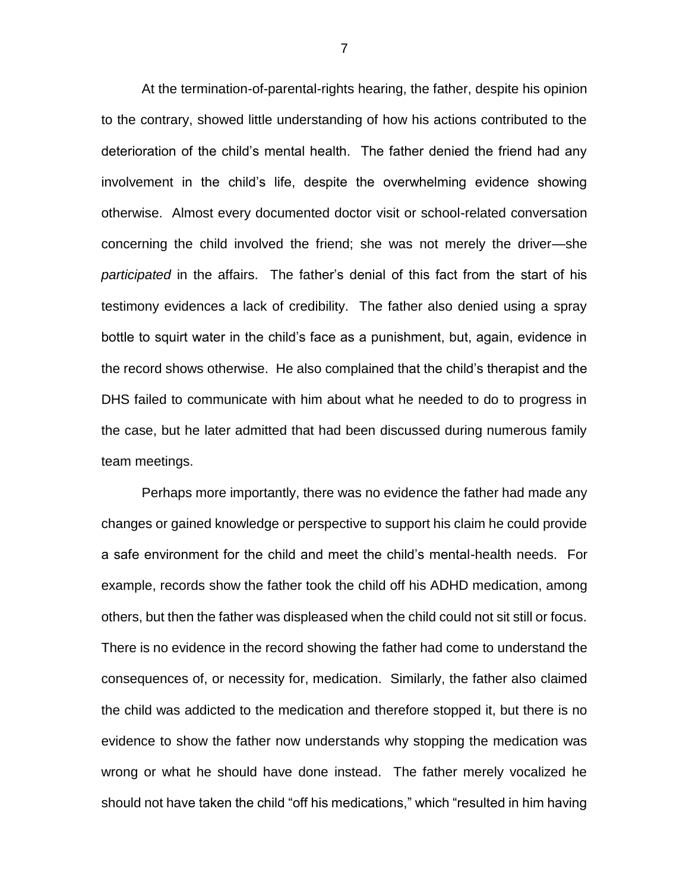At the termination-of-parental-rights hearing, the father, despite his opinion to the contrary, showed little understanding of how his actions contributed to the deterioration of the child's mental health. The father denied the friend had any involvement in the child's life, despite the overwhelming evidence showing otherwise. Almost every documented doctor visit or school-related conversation concerning the child involved the friend; she was not merely the driver—she *participated* in the affairs. The father's denial of this fact from the start of his testimony evidences a lack of credibility. The father also denied using a spray bottle to squirt water in the child's face as a punishment, but, again, evidence in the record shows otherwise. He also complained that the child's therapist and the DHS failed to communicate with him about what he needed to do to progress in the case, but he later admitted that had been discussed during numerous family team meetings.

Perhaps more importantly, there was no evidence the father had made any changes or gained knowledge or perspective to support his claim he could provide a safe environment for the child and meet the child's mental-health needs. For example, records show the father took the child off his ADHD medication, among others, but then the father was displeased when the child could not sit still or focus. There is no evidence in the record showing the father had come to understand the consequences of, or necessity for, medication. Similarly, the father also claimed the child was addicted to the medication and therefore stopped it, but there is no evidence to show the father now understands why stopping the medication was wrong or what he should have done instead. The father merely vocalized he should not have taken the child "off his medications," which "resulted in him having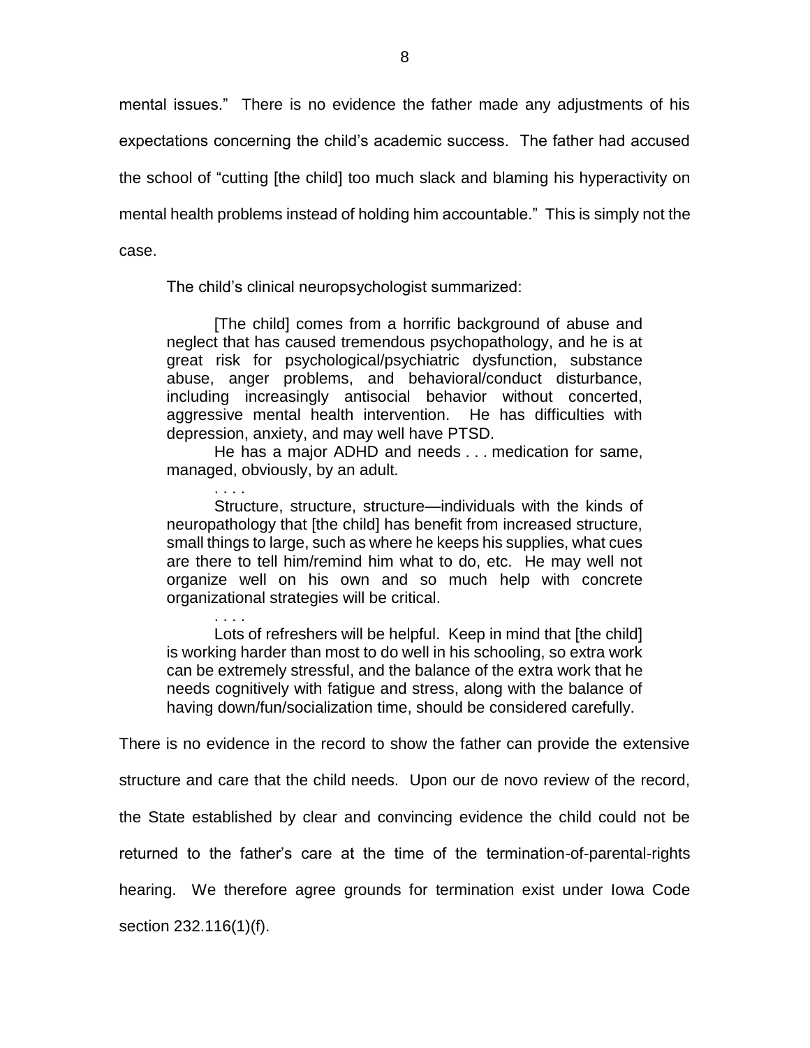mental issues." There is no evidence the father made any adjustments of his expectations concerning the child's academic success. The father had accused the school of "cutting [the child] too much slack and blaming his hyperactivity on mental health problems instead of holding him accountable." This is simply not the case.

The child's clinical neuropsychologist summarized:

> [The child] comes from a horrific background of abuse and neglect that has caused tremendous psychopathology, and he is at great risk for psychological/psychiatric dysfunction, substance abuse, anger problems, and behavioral/conduct disturbance, including increasingly antisocial behavior without concerted, aggressive mental health intervention. He has difficulties with depression, anxiety, and may well have PTSD.
>
> He has a major ADHD and needs . . . medication for same, managed, obviously, by an adult.
>
> . . . .
>
> Structure, structure, structure—individuals with the kinds of neuropathology that [the child] has benefit from increased structure, small things to large, such as where he keeps his supplies, what cues are there to tell him/remind him what to do, etc. He may well not organize well on his own and so much help with concrete organizational strategies will be critical.
>
> . . . .
>
> Lots of refreshers will be helpful. Keep in mind that [the child] is working harder than most to do well in his schooling, so extra work can be extremely stressful, and the balance of the extra work that he needs cognitively with fatigue and stress, along with the balance of having down/fun/socialization time, should be considered carefully.

There is no evidence in the record to show the father can provide the extensive structure and care that the child needs. Upon our de novo review of the record, the State established by clear and convincing evidence the child could not be returned to the father's care at the time of the termination-of-parental-rights hearing. We therefore agree grounds for termination exist under Iowa Code section 232.116(1)(f).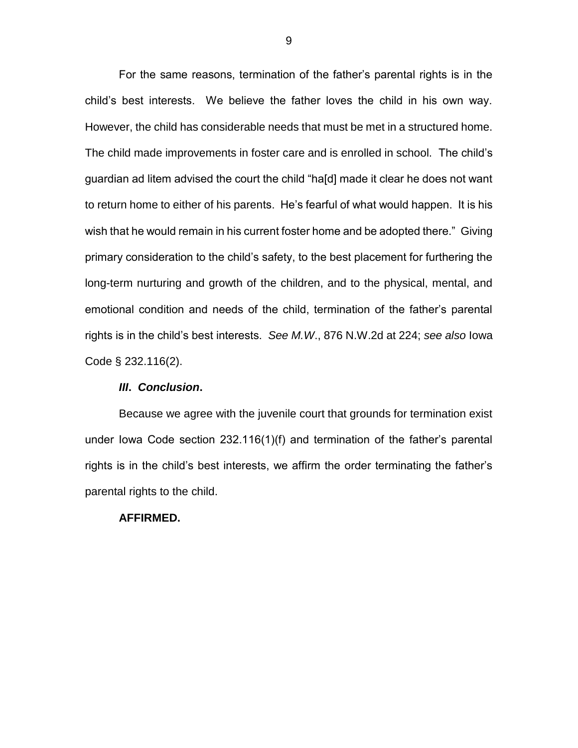For the same reasons, termination of the father's parental rights is in the child's best interests. We believe the father loves the child in his own way. However, the child has considerable needs that must be met in a structured home. The child made improvements in foster care and is enrolled in school. The child's guardian ad litem advised the court the child "ha[d] made it clear he does not want to return home to either of his parents. He's fearful of what would happen. It is his wish that he would remain in his current foster home and be adopted there." Giving primary consideration to the child's safety, to the best placement for furthering the long-term nurturing and growth of the children, and to the physical, mental, and emotional condition and needs of the child, termination of the father's parental rights is in the child's best interests. *See M.W.*, 876 N.W.2d at 224; *see also* Iowa Code § 232.116(2).

### ***III. Conclusion.***

Because we agree with the juvenile court that grounds for termination exist under Iowa Code section 232.116(1)(f) and termination of the father's parental rights is in the child's best interests, we affirm the order terminating the father's parental rights to the child.

**AFFIRMED.**